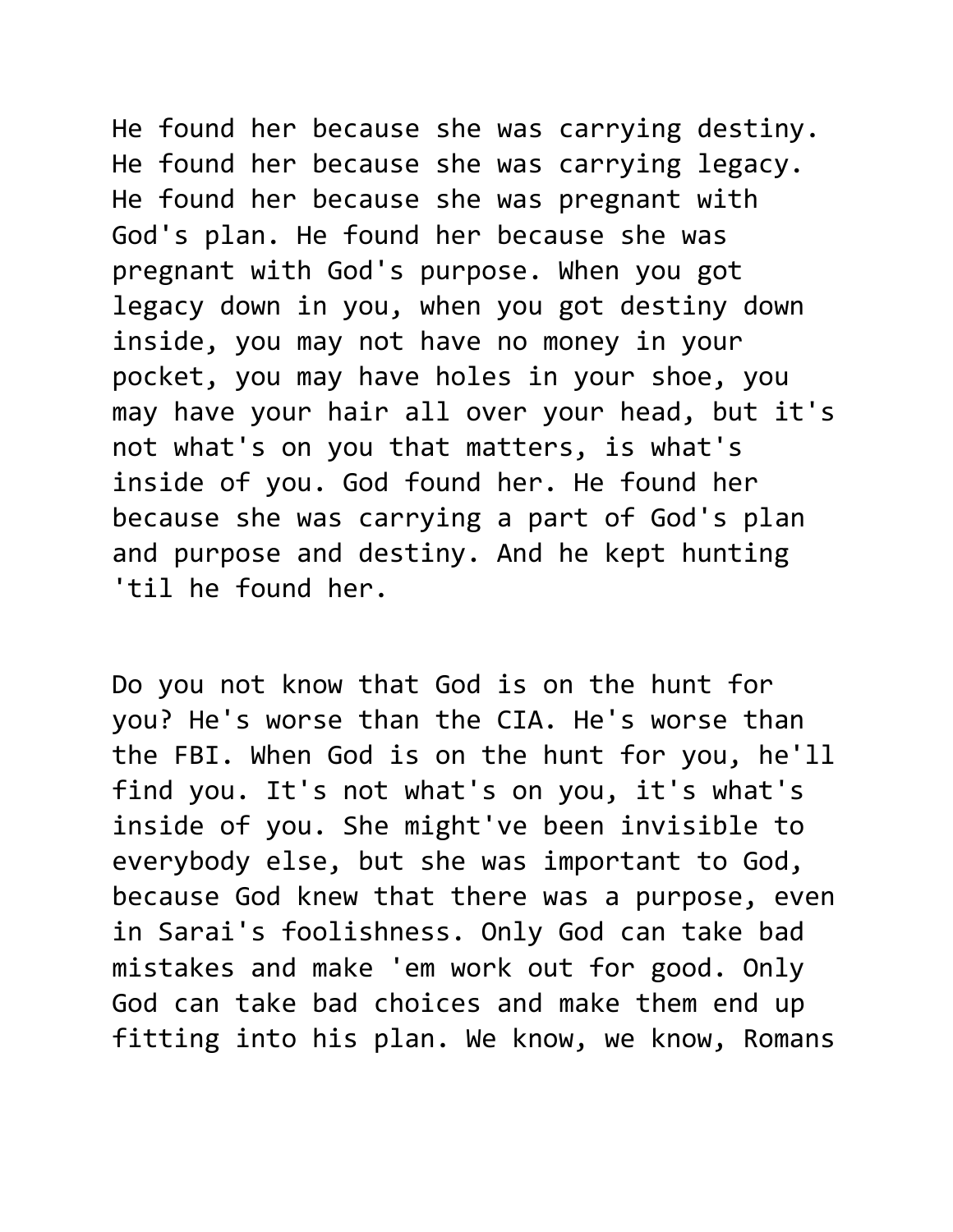He found her because she was carrying destiny. He found her because she was carrying legacy. He found her because she was pregnant with God's plan. He found her because she was pregnant with God's purpose. When you got legacy down in you, when you got destiny down inside, you may not have no money in your pocket, you may have holes in your shoe, you may have your hair all over your head, but it's not what's on you that matters, is what's inside of you. God found her. He found her because she was carrying a part of God's plan and purpose and destiny. And he kept hunting 'til he found her.

Do you not know that God is on the hunt for you? He's worse than the CIA. He's worse than the FBI. When God is on the hunt for you, he'll find you. It's not what's on you, it's what's inside of you. She might've been invisible to everybody else, but she was important to God, because God knew that there was a purpose, even in Sarai's foolishness. Only God can take bad mistakes and make 'em work out for good. Only God can take bad choices and make them end up fitting into his plan. We know, we know, Romans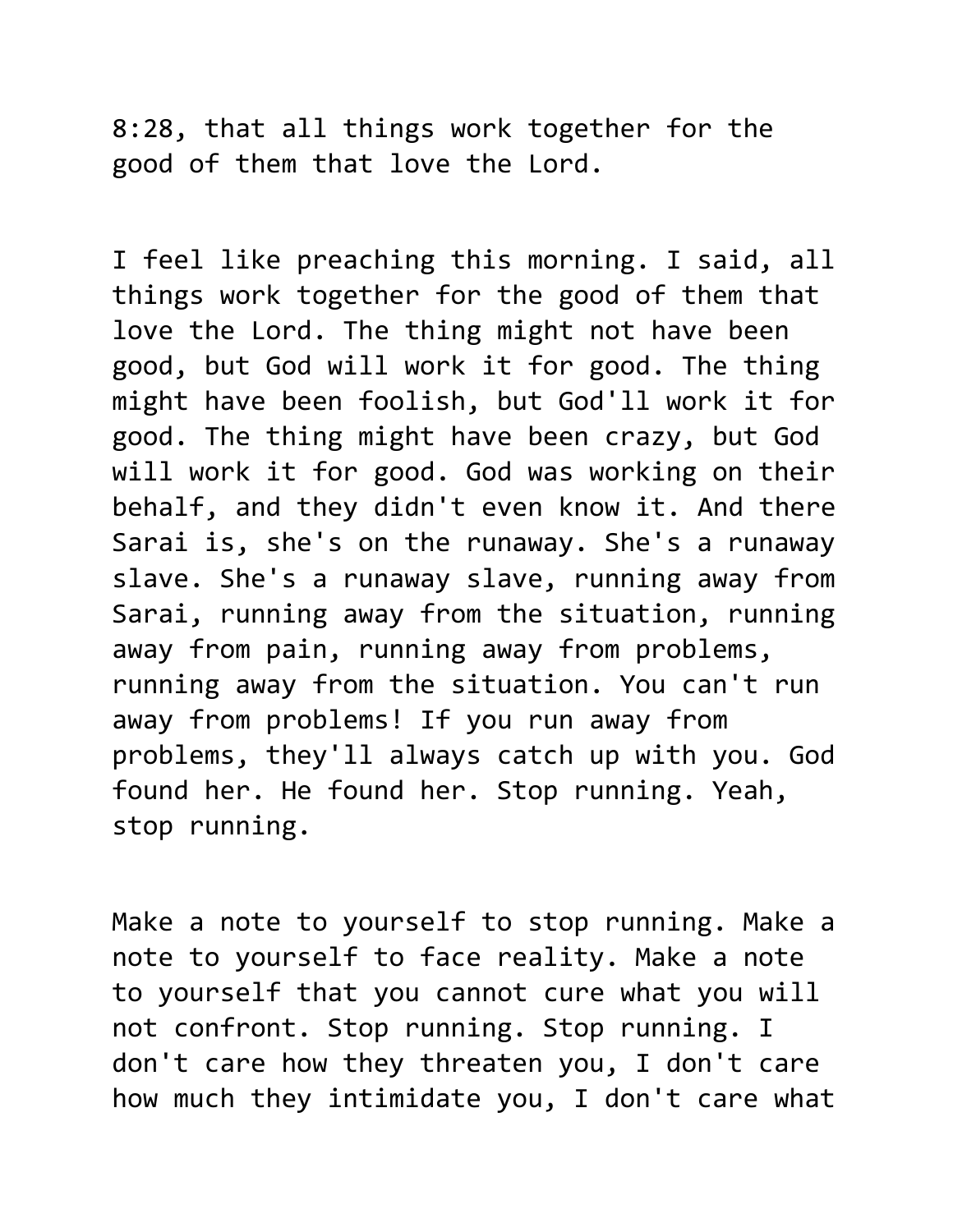8:28, that all things work together for the good of them that love the Lord.

I feel like preaching this morning. I said, all things work together for the good of them that love the Lord. The thing might not have been good, but God will work it for good. The thing might have been foolish, but God'll work it for good. The thing might have been crazy, but God will work it for good. God was working on their behalf, and they didn't even know it. And there Sarai is, she's on the runaway. She's a runaway slave. She's a runaway slave, running away from Sarai, running away from the situation, running away from pain, running away from problems, running away from the situation. You can't run away from problems! If you run away from problems, they'll always catch up with you. God found her. He found her. Stop running. Yeah, stop running.

Make a note to yourself to stop running. Make a note to yourself to face reality. Make a note to yourself that you cannot cure what you will not confront. Stop running. Stop running. I don't care how they threaten you, I don't care how much they intimidate you, I don't care what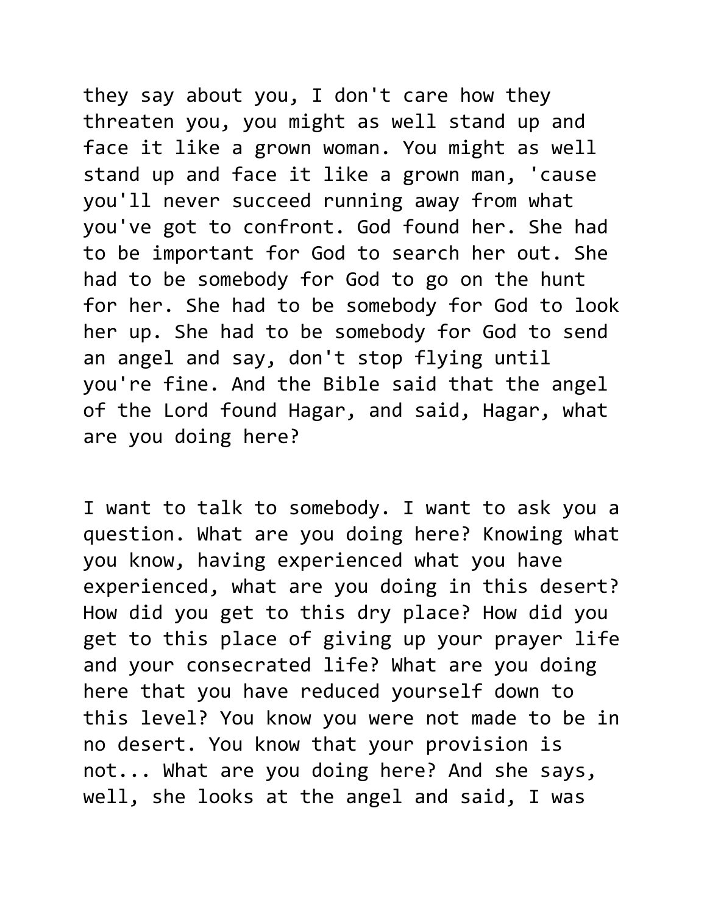they say about you, I don't care how they threaten you, you might as well stand up and face it like a grown woman. You might as well stand up and face it like a grown man, 'cause you'll never succeed running away from what you've got to confront. God found her. She had to be important for God to search her out. She had to be somebody for God to go on the hunt for her. She had to be somebody for God to look her up. She had to be somebody for God to send an angel and say, don't stop flying until you're fine. And the Bible said that the angel of the Lord found Hagar, and said, Hagar, what are you doing here?

I want to talk to somebody. I want to ask you a question. What are you doing here? Knowing what you know, having experienced what you have experienced, what are you doing in this desert? How did you get to this dry place? How did you get to this place of giving up your prayer life and your consecrated life? What are you doing here that you have reduced yourself down to this level? You know you were not made to be in no desert. You know that your provision is not... What are you doing here? And she says, well, she looks at the angel and said, I was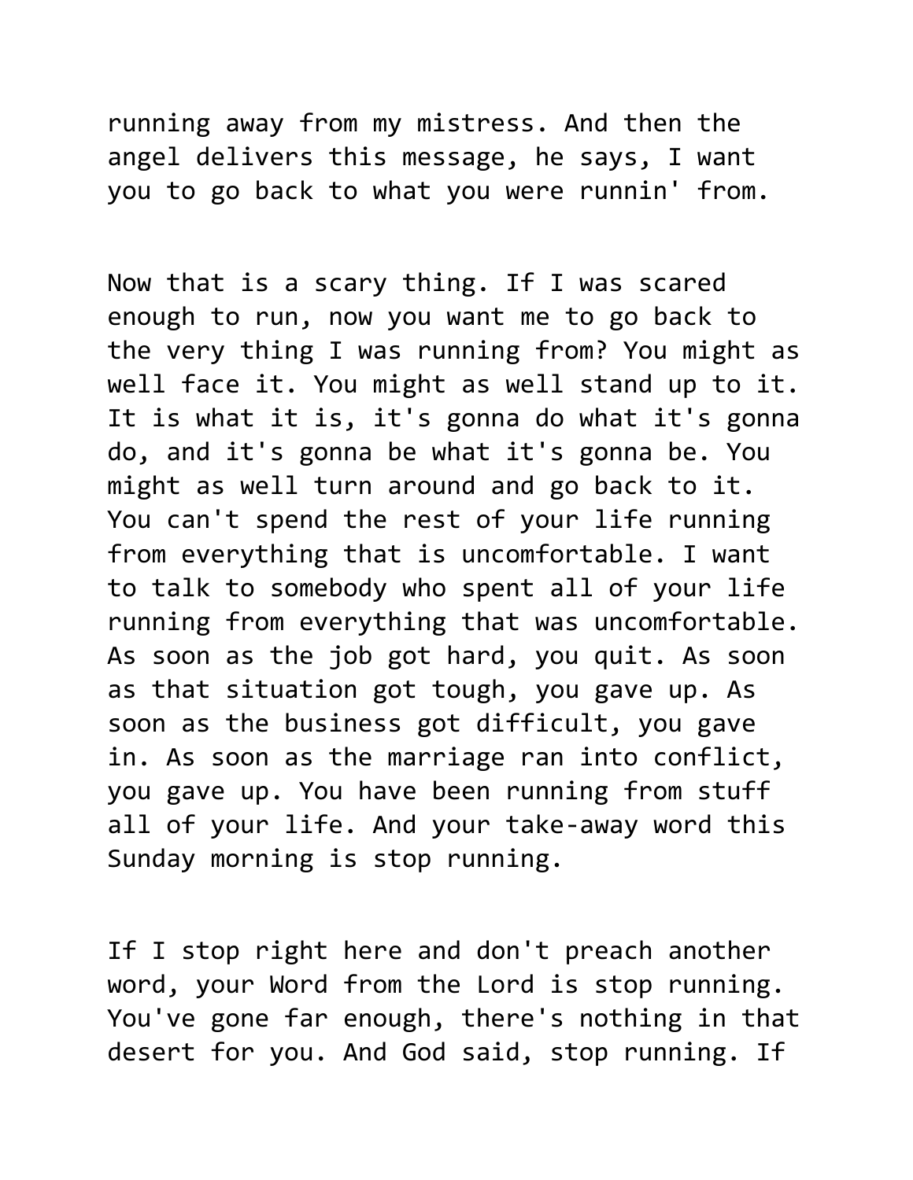running away from my mistress. And then the angel delivers this message, he says, I want you to go back to what you were runnin' from.

Now that is a scary thing. If I was scared enough to run, now you want me to go back to the very thing I was running from? You might as well face it. You might as well stand up to it. It is what it is, it's gonna do what it's gonna do, and it's gonna be what it's gonna be. You might as well turn around and go back to it. You can't spend the rest of your life running from everything that is uncomfortable. I want to talk to somebody who spent all of your life running from everything that was uncomfortable. As soon as the job got hard, you quit. As soon as that situation got tough, you gave up. As soon as the business got difficult, you gave in. As soon as the marriage ran into conflict, you gave up. You have been running from stuff all of your life. And your take-away word this Sunday morning is stop running.

If I stop right here and don't preach another word, your Word from the Lord is stop running. You've gone far enough, there's nothing in that desert for you. And God said, stop running. If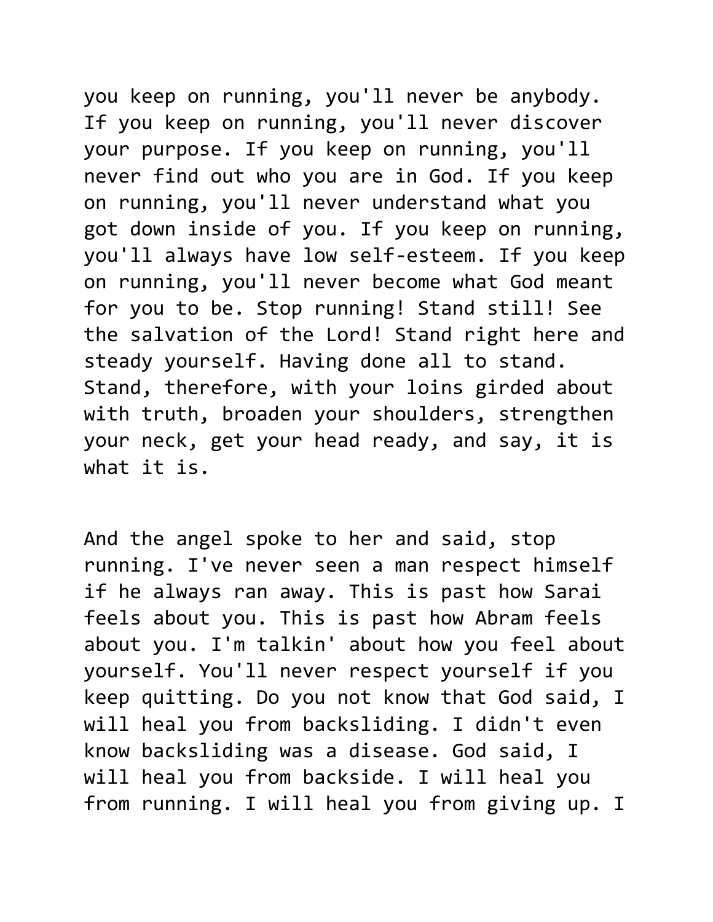you keep on running, you'll never be anybody. If you keep on running, you'll never discover your purpose. If you keep on running, you'll never find out who you are in God. If you keep on running, you'll never understand what you got down inside of you. If you keep on running, you'll always have low self-esteem. If you keep on running, you'll never become what God meant for you to be. Stop running! Stand still! See the salvation of the Lord! Stand right here and steady yourself. Having done all to stand. Stand, therefore, with your loins girded about with truth, broaden your shoulders, strengthen your neck, get your head ready, and say, it is what it is.

And the angel spoke to her and said, stop running. I've never seen a man respect himself if he always ran away. This is past how Sarai feels about you. This is past how Abram feels about you. I'm talkin' about how you feel about yourself. You'll never respect yourself if you keep quitting. Do you not know that God said, I will heal you from backsliding. I didn't even know backsliding was a disease. God said, I will heal you from backside. I will heal you from running. I will heal you from giving up. I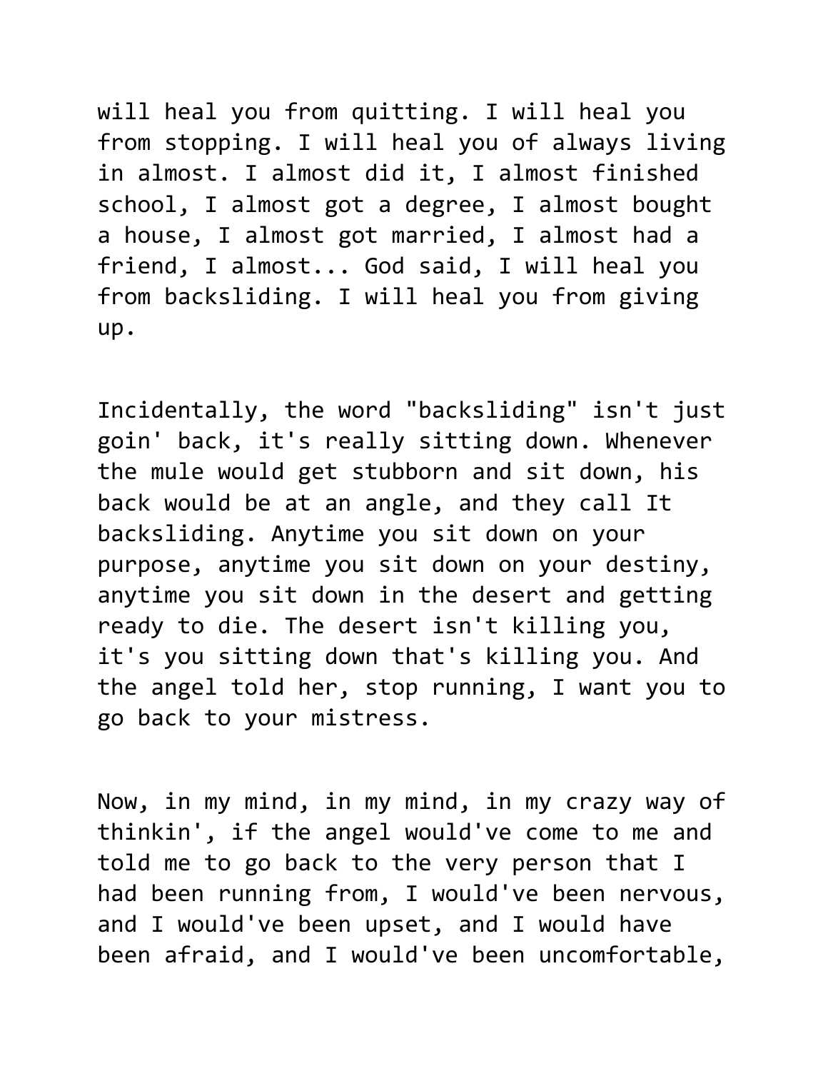will heal you from quitting. I will heal you from stopping. I will heal you of always living in almost. I almost did it, I almost finished school, I almost got a degree, I almost bought a house, I almost got married, I almost had a friend, I almost... God said, I will heal you from backsliding. I will heal you from giving up.

Incidentally, the word "backsliding" isn't just goin' back, it's really sitting down. Whenever the mule would get stubborn and sit down, his back would be at an angle, and they call It backsliding. Anytime you sit down on your purpose, anytime you sit down on your destiny, anytime you sit down in the desert and getting ready to die. The desert isn't killing you, it's you sitting down that's killing you. And the angel told her, stop running, I want you to go back to your mistress.

Now, in my mind, in my mind, in my crazy way of thinkin', if the angel would've come to me and told me to go back to the very person that I had been running from, I would've been nervous, and I would've been upset, and I would have been afraid, and I would've been uncomfortable,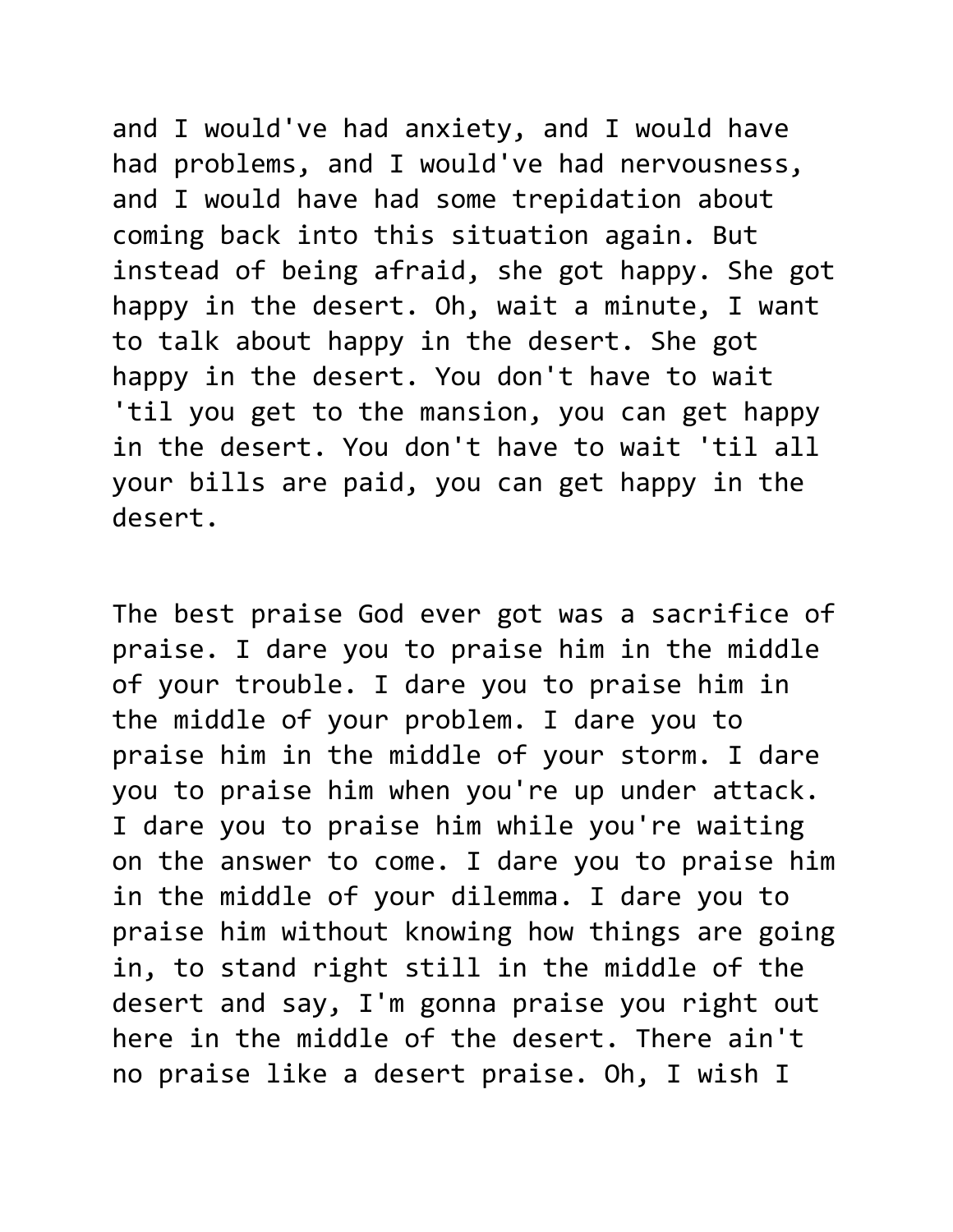and I would've had anxiety, and I would have had problems, and I would've had nervousness, and I would have had some trepidation about coming back into this situation again. But instead of being afraid, she got happy. She got happy in the desert. Oh, wait a minute, I want to talk about happy in the desert. She got happy in the desert. You don't have to wait 'til you get to the mansion, you can get happy in the desert. You don't have to wait 'til all your bills are paid, you can get happy in the desert.

The best praise God ever got was a sacrifice of praise. I dare you to praise him in the middle of your trouble. I dare you to praise him in the middle of your problem. I dare you to praise him in the middle of your storm. I dare you to praise him when you're up under attack. I dare you to praise him while you're waiting on the answer to come. I dare you to praise him in the middle of your dilemma. I dare you to praise him without knowing how things are going in, to stand right still in the middle of the desert and say, I'm gonna praise you right out here in the middle of the desert. There ain't no praise like a desert praise. Oh, I wish I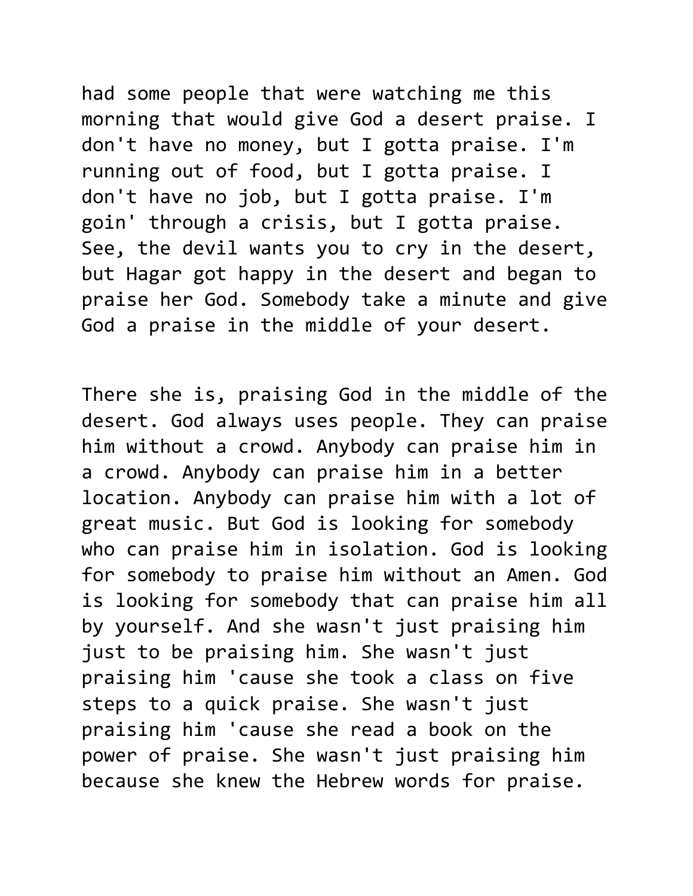had some people that were watching me this morning that would give God a desert praise. I don't have no money, but I gotta praise. I'm running out of food, but I gotta praise. I don't have no job, but I gotta praise. I'm goin' through a crisis, but I gotta praise. See, the devil wants you to cry in the desert, but Hagar got happy in the desert and began to praise her God. Somebody take a minute and give God a praise in the middle of your desert.

There she is, praising God in the middle of the desert. God always uses people. They can praise him without a crowd. Anybody can praise him in a crowd. Anybody can praise him in a better location. Anybody can praise him with a lot of great music. But God is looking for somebody who can praise him in isolation. God is looking for somebody to praise him without an Amen. God is looking for somebody that can praise him all by yourself. And she wasn't just praising him just to be praising him. She wasn't just praising him 'cause she took a class on five steps to a quick praise. She wasn't just praising him 'cause she read a book on the power of praise. She wasn't just praising him because she knew the Hebrew words for praise.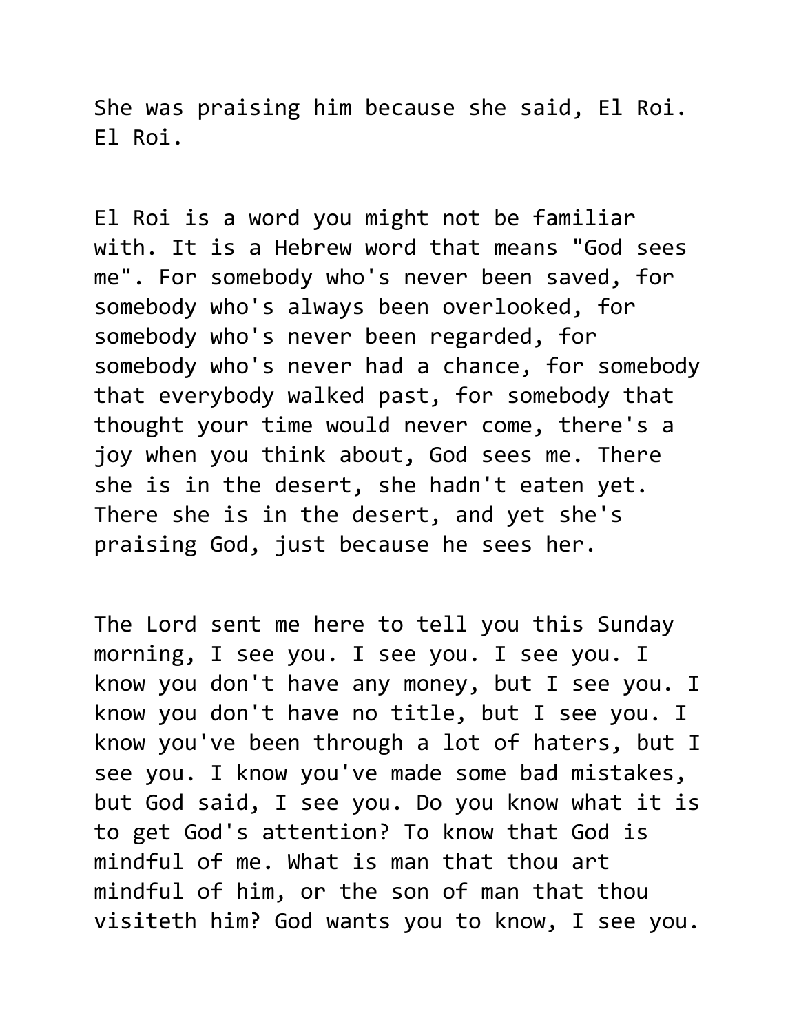She was praising him because she said, El Roi. El Roi.

El Roi is a word you might not be familiar with. It is a Hebrew word that means "God sees me". For somebody who's never been saved, for somebody who's always been overlooked, for somebody who's never been regarded, for somebody who's never had a chance, for somebody that everybody walked past, for somebody that thought your time would never come, there's a joy when you think about, God sees me. There she is in the desert, she hadn't eaten yet. There she is in the desert, and yet she's praising God, just because he sees her.

The Lord sent me here to tell you this Sunday morning, I see you. I see you. I see you. I know you don't have any money, but I see you. I know you don't have no title, but I see you. I know you've been through a lot of haters, but I see you. I know you've made some bad mistakes, but God said, I see you. Do you know what it is to get God's attention? To know that God is mindful of me. What is man that thou art mindful of him, or the son of man that thou visiteth him? God wants you to know, I see you.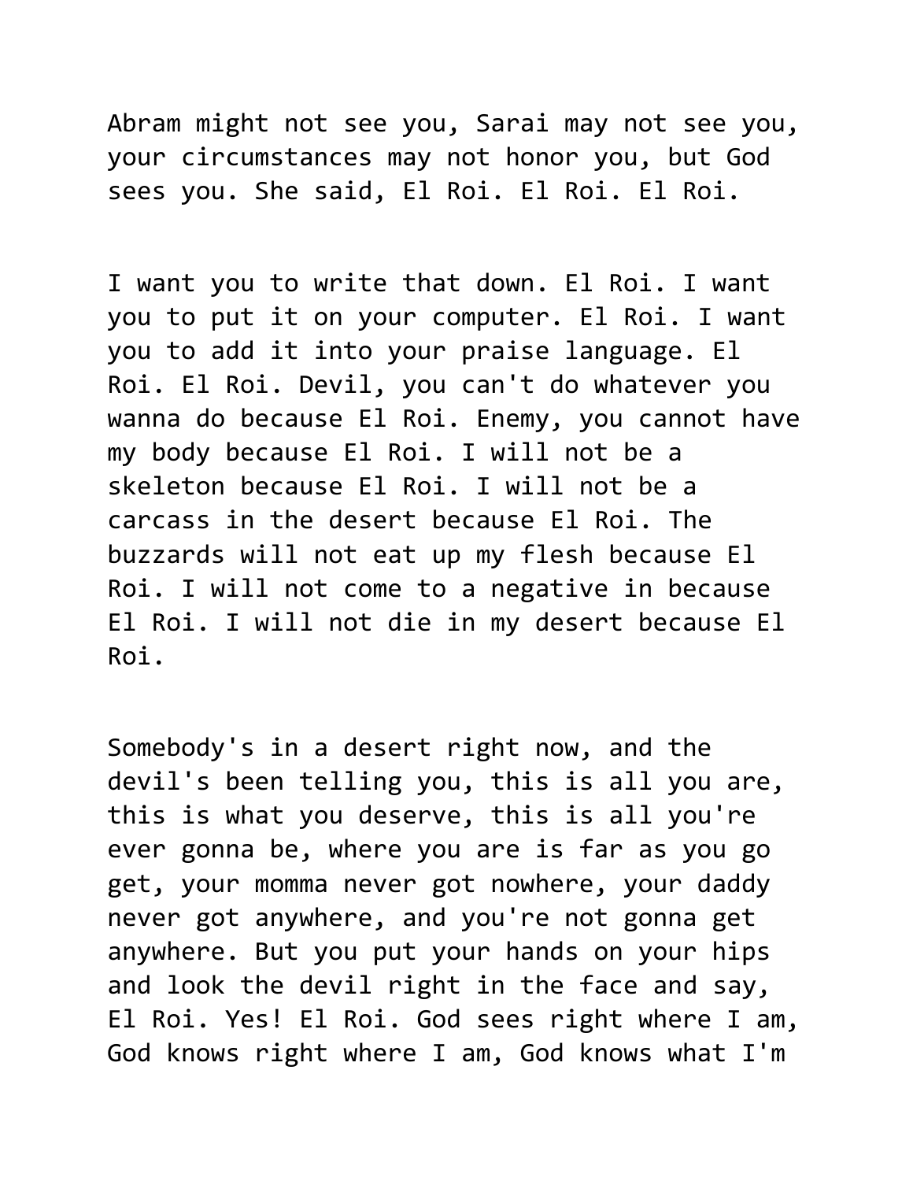Abram might not see you, Sarai may not see you, your circumstances may not honor you, but God sees you. She said, El Roi. El Roi. El Roi.

I want you to write that down. El Roi. I want you to put it on your computer. El Roi. I want you to add it into your praise language. El Roi. El Roi. Devil, you can't do whatever you wanna do because El Roi. Enemy, you cannot have my body because El Roi. I will not be a skeleton because El Roi. I will not be a carcass in the desert because El Roi. The buzzards will not eat up my flesh because El Roi. I will not come to a negative in because El Roi. I will not die in my desert because El Roi.

Somebody's in a desert right now, and the devil's been telling you, this is all you are, this is what you deserve, this is all you're ever gonna be, where you are is far as you go get, your momma never got nowhere, your daddy never got anywhere, and you're not gonna get anywhere. But you put your hands on your hips and look the devil right in the face and say, El Roi. Yes! El Roi. God sees right where I am, God knows right where I am, God knows what I'm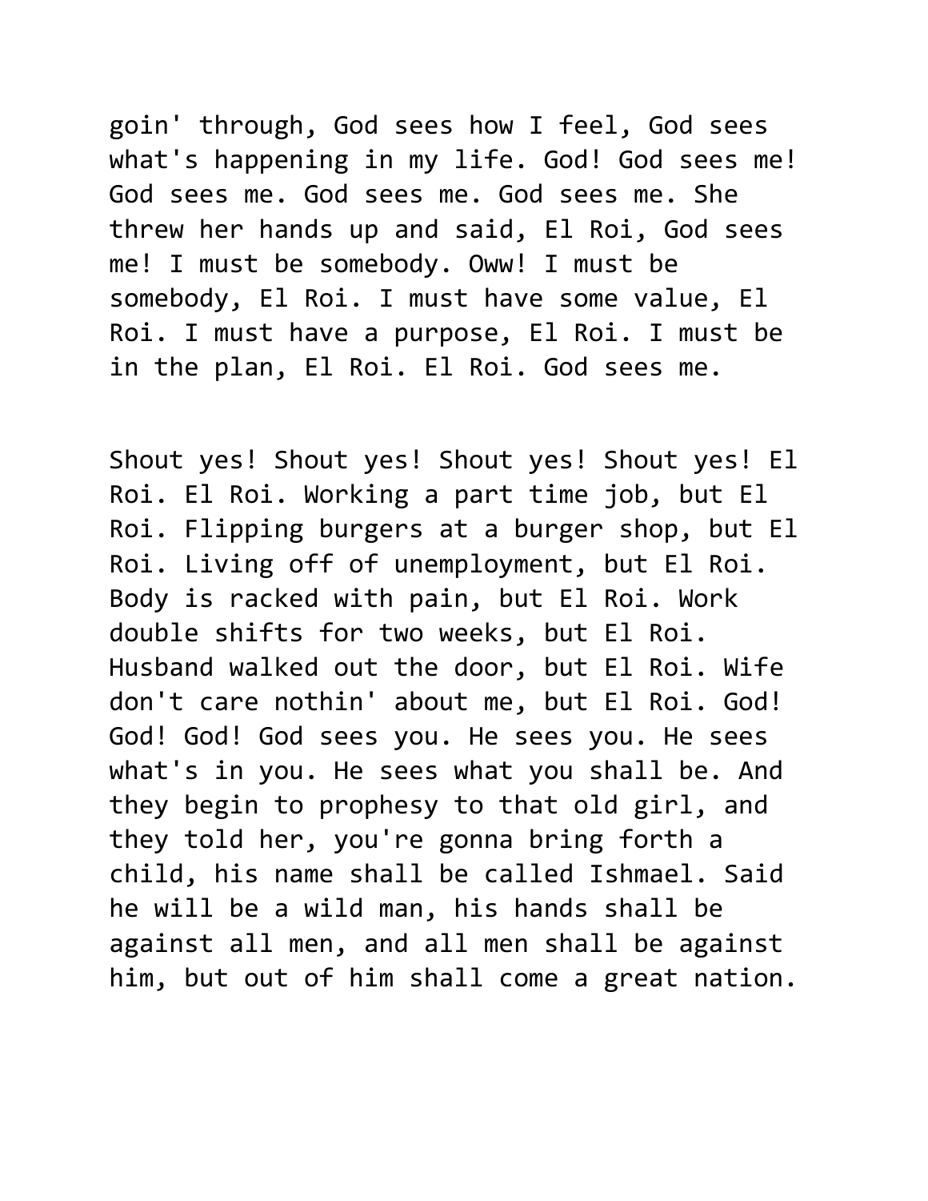goin' through, God sees how I feel, God sees what's happening in my life. God! God sees me! God sees me. God sees me. God sees me. She threw her hands up and said, El Roi, God sees me! I must be somebody. Oww! I must be somebody, El Roi. I must have some value, El Roi. I must have a purpose, El Roi. I must be in the plan, El Roi. El Roi. God sees me.

Shout yes! Shout yes! Shout yes! Shout yes! El Roi. El Roi. Working a part time job, but El Roi. Flipping burgers at a burger shop, but El Roi. Living off of unemployment, but El Roi. Body is racked with pain, but El Roi. Work double shifts for two weeks, but El Roi. Husband walked out the door, but El Roi. Wife don't care nothin' about me, but El Roi. God! God! God! God sees you. He sees you. He sees what's in you. He sees what you shall be. And they begin to prophesy to that old girl, and they told her, you're gonna bring forth a child, his name shall be called Ishmael. Said he will be a wild man, his hands shall be against all men, and all men shall be against him, but out of him shall come a great nation.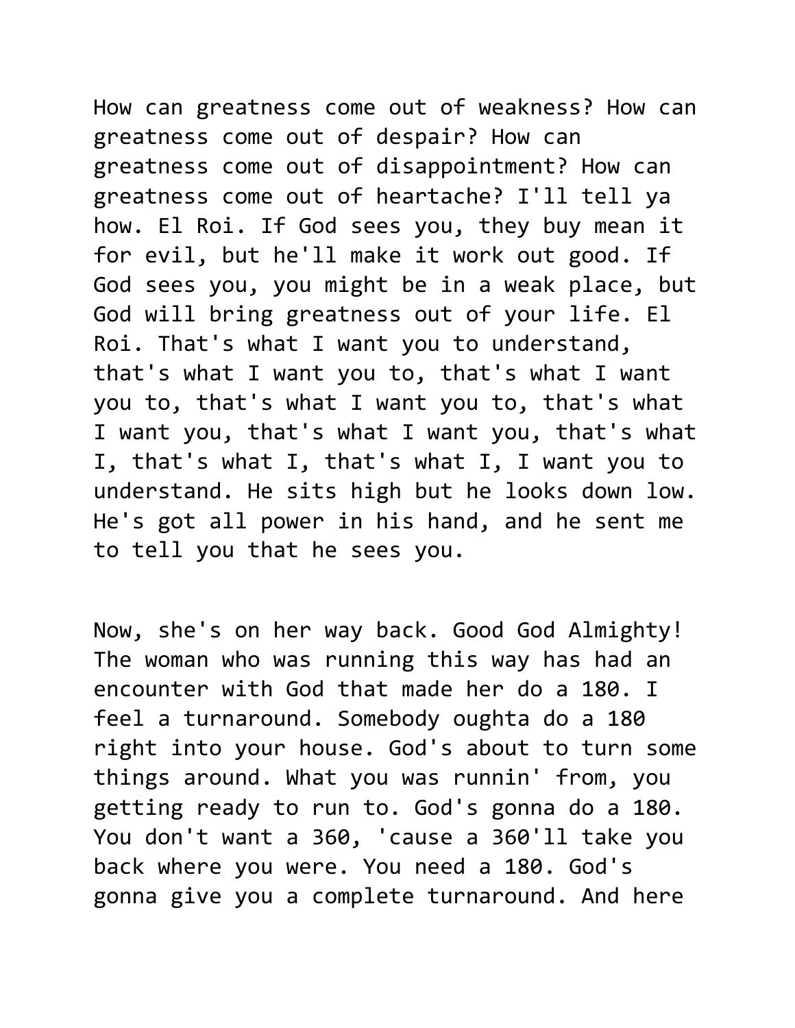How can greatness come out of weakness? How can greatness come out of despair? How can greatness come out of disappointment? How can greatness come out of heartache? I'll tell ya how. El Roi. If God sees you, they buy mean it for evil, but he'll make it work out good. If God sees you, you might be in a weak place, but God will bring greatness out of your life. El Roi. That's what I want you to understand, that's what I want you to, that's what I want you to, that's what I want you to, that's what I want you, that's what I want you, that's what I, that's what I, that's what I, I want you to understand. He sits high but he looks down low. He's got all power in his hand, and he sent me to tell you that he sees you.

Now, she's on her way back. Good God Almighty! The woman who was running this way has had an encounter with God that made her do a 180. I feel a turnaround. Somebody oughta do a 180 right into your house. God's about to turn some things around. What you was runnin' from, you getting ready to run to. God's gonna do a 180. You don't want a 360, 'cause a 360'll take you back where you were. You need a 180. God's gonna give you a complete turnaround. And here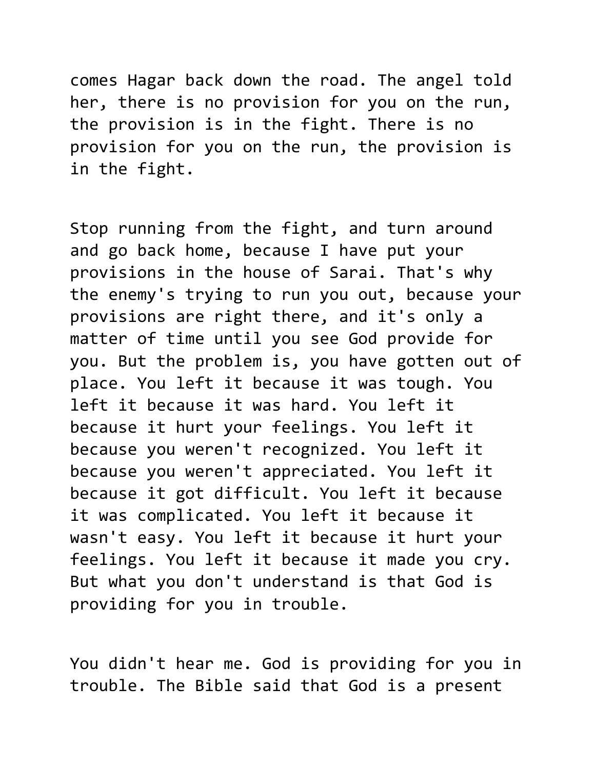comes Hagar back down the road. The angel told her, there is no provision for you on the run, the provision is in the fight. There is no provision for you on the run, the provision is in the fight.

Stop running from the fight, and turn around and go back home, because I have put your provisions in the house of Sarai. That's why the enemy's trying to run you out, because your provisions are right there, and it's only a matter of time until you see God provide for you. But the problem is, you have gotten out of place. You left it because it was tough. You left it because it was hard. You left it because it hurt your feelings. You left it because you weren't recognized. You left it because you weren't appreciated. You left it because it got difficult. You left it because it was complicated. You left it because it wasn't easy. You left it because it hurt your feelings. You left it because it made you cry. But what you don't understand is that God is providing for you in trouble.

You didn't hear me. God is providing for you in trouble. The Bible said that God is a present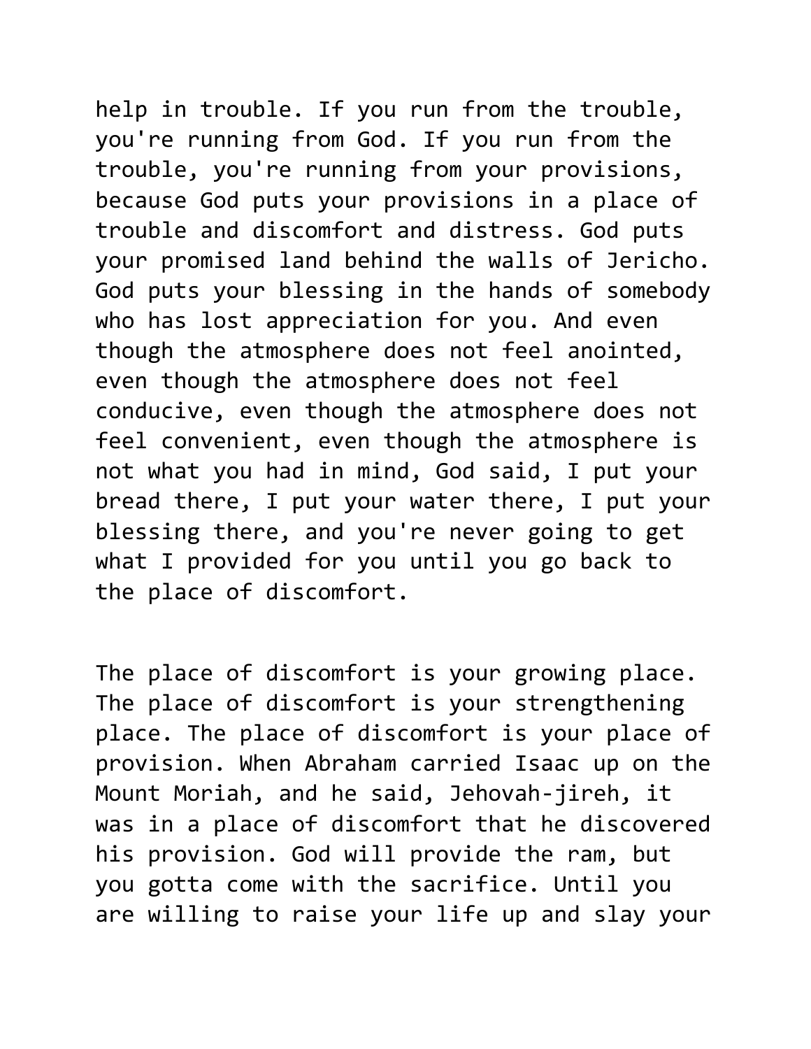help in trouble. If you run from the trouble, you're running from God. If you run from the trouble, you're running from your provisions, because God puts your provisions in a place of trouble and discomfort and distress. God puts your promised land behind the walls of Jericho. God puts your blessing in the hands of somebody who has lost appreciation for you. And even though the atmosphere does not feel anointed, even though the atmosphere does not feel conducive, even though the atmosphere does not feel convenient, even though the atmosphere is not what you had in mind, God said, I put your bread there, I put your water there, I put your blessing there, and you're never going to get what I provided for you until you go back to the place of discomfort.

The place of discomfort is your growing place. The place of discomfort is your strengthening place. The place of discomfort is your place of provision. When Abraham carried Isaac up on the Mount Moriah, and he said, Jehovah-jireh, it was in a place of discomfort that he discovered his provision. God will provide the ram, but you gotta come with the sacrifice. Until you are willing to raise your life up and slay your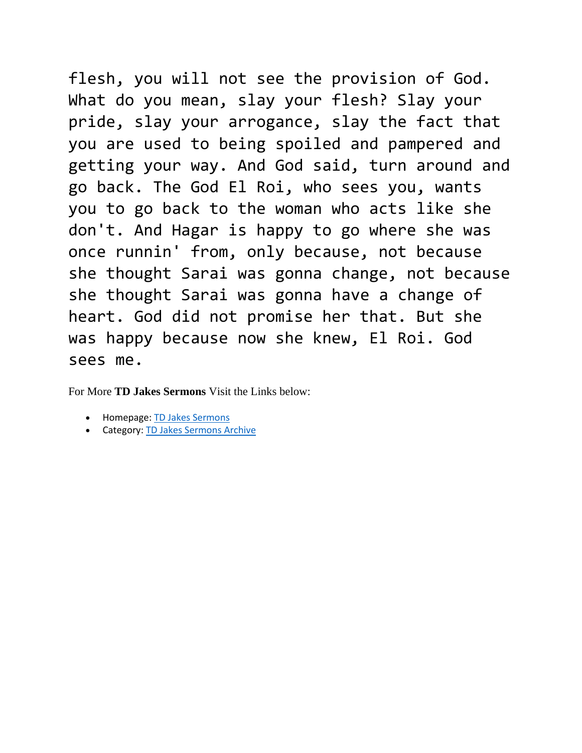flesh, you will not see the provision of God. What do you mean, slay your flesh? Slay your pride, slay your arrogance, slay the fact that you are used to being spoiled and pampered and getting your way. And God said, turn around and go back. The God El Roi, who sees you, wants you to go back to the woman who acts like she don't. And Hagar is happy to go where she was once runnin' from, only because, not because she thought Sarai was gonna change, not because she thought Sarai was gonna have a change of heart. God did not promise her that. But she was happy because now she knew, El Roi. God sees me.

For More **TD Jakes Sermons** Visit the Links below:

- Homepage: TD Jakes Sermons
- Category: TD Jakes Sermons Archive